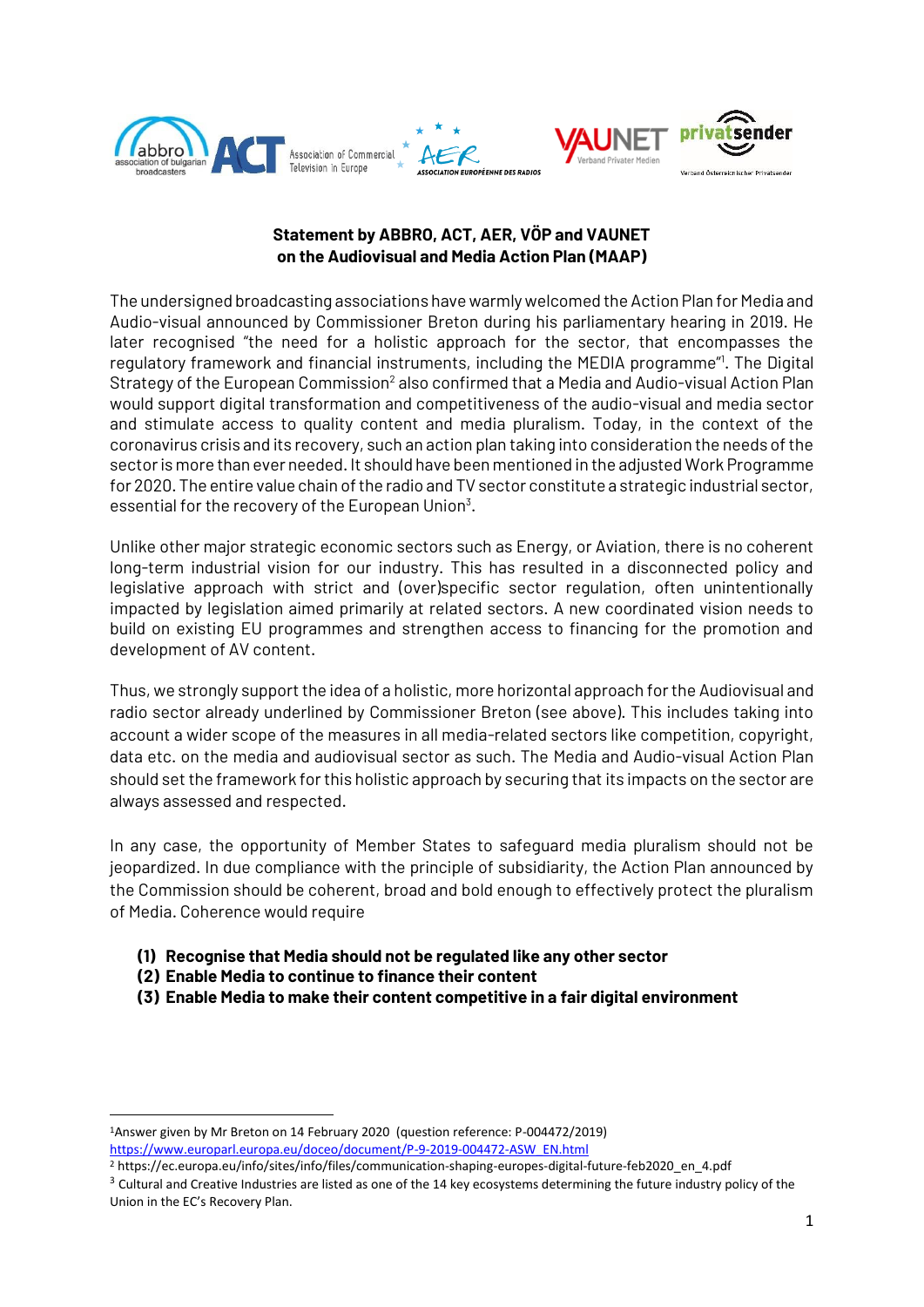**Statement by ABBRO, ACT, AER, VÖP and VAUNET on the Audiovisual and Media Action Plan (MAAP)**

The undersigned broadcasting associations have warmly welcomed the Action Plan for Media and Audio-visual announced by Commissioner Breton during his parliamentary hearing in 2019. He later recognised "the need for a holistic approach for the sector, that encompasses the regulatory framework and financial instruments, including the MEDIA programme"[1]. The Digital Strategy of the European Commission[2] also confirmed that a Media and Audio-visual Action Plan would support digital transformation and competitiveness of the audio-visual and media sector and stimulate access to quality content and media pluralism. Today, in the context of the coronavirus crisis and its recovery, such an action plan taking into consideration the needs of the sector is more than ever needed. It should have been mentioned in the adjusted Work Programme for 2020. The entire value chain of the radio and TV sector constitute a strategic industrial sector, essential for the recovery of the European Union[3].

Unlike other major strategic economic sectors such as Energy, or Aviation, there is no coherent long-term industrial vision for our industry. This has resulted in a disconnected policy and legislative approach with strict and (over)specific sector regulation, often unintentionally impacted by legislation aimed primarily at related sectors. A new coordinated vision needs to build on existing EU programmes and strengthen access to financing for the promotion and development of AV content.

Thus, we strongly support the idea of a holistic, more horizontal approach for the Audiovisual and radio sector already underlined by Commissioner Breton (see above). This includes taking into account a wider scope of the measures in all media-related sectors like competition, copyright, data etc. on the media and audiovisual sector as such. The Media and Audio-visual Action Plan should set the framework for this holistic approach by securing that its impacts on the sector are always assessed and respected.

In any case, the opportunity of Member States to safeguard media pluralism should not be jeopardized. In due compliance with the principle of subsidiarity, the Action Plan announced by the Commission should be coherent, broad and bold enough to effectively protect the pluralism of Media. Coherence would require

**(1) Recognise that Media should not be regulated like any other sector**
**(2) Enable Media to continue to finance their content**
**(3) Enable Media to make their content competitive in a fair digital environment**

---

[1] Answer given by Mr Breton on 14 February 2020 (question reference: P-004472/2019) https://www.europarl.europa.eu/doceo/document/P-9-2019-004472-ASW_EN.html

[2] https://ec.europa.eu/info/sites/info/files/communication-shaping-europes-digital-future-feb2020_en_4.pdf

[3] Cultural and Creative Industries are listed as one of the 14 key ecosystems determining the future industry policy of the Union in the EC's Recovery Plan.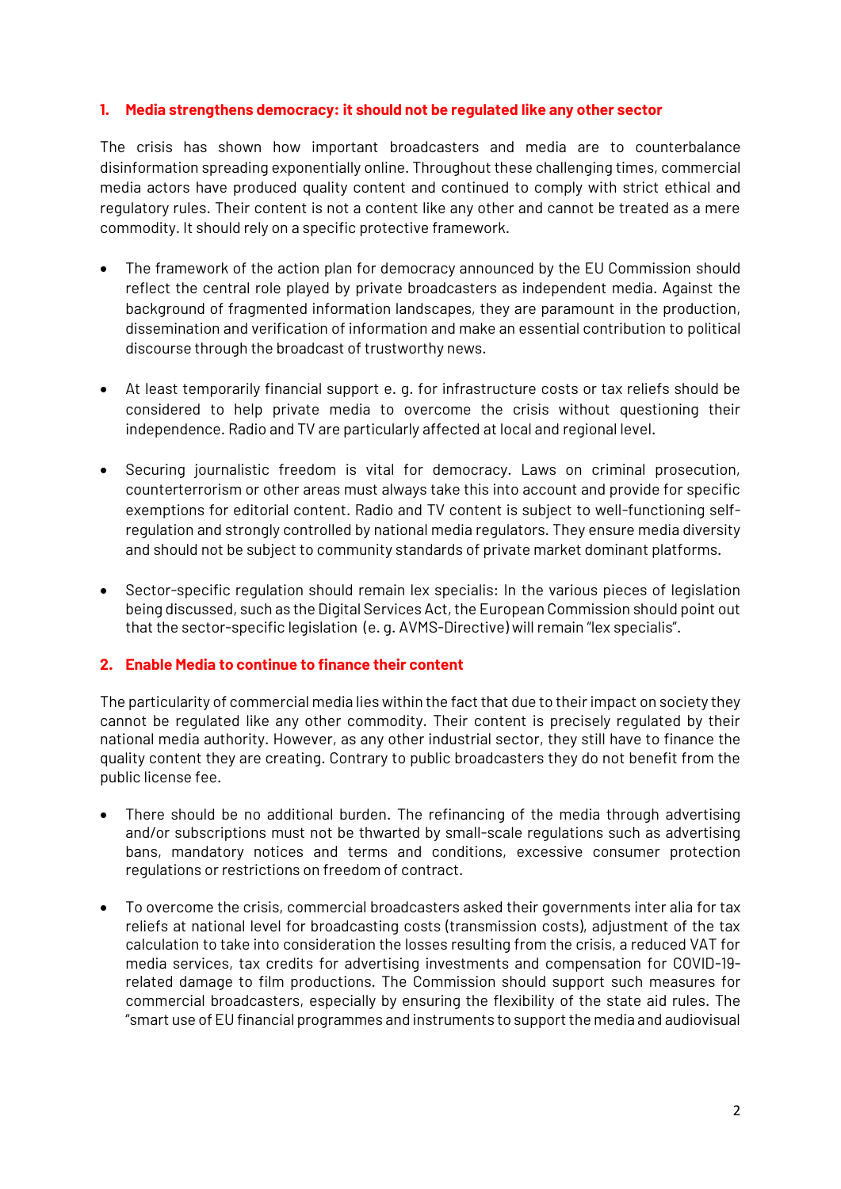## 1. Media strengthens democracy: it should not be regulated like any other sector

The crisis has shown how important broadcasters and media are to counterbalance disinformation spreading exponentially online. Throughout these challenging times, commercial media actors have produced quality content and continued to comply with strict ethical and regulatory rules. Their content is not a content like any other and cannot be treated as a mere commodity. It should rely on a specific protective framework.

- The framework of the action plan for democracy announced by the EU Commission should reflect the central role played by private broadcasters as independent media. Against the background of fragmented information landscapes, they are paramount in the production, dissemination and verification of information and make an essential contribution to political discourse through the broadcast of trustworthy news.

- At least temporarily financial support e. g. for infrastructure costs or tax reliefs should be considered to help private media to overcome the crisis without questioning their independence. Radio and TV are particularly affected at local and regional level.

- Securing journalistic freedom is vital for democracy. Laws on criminal prosecution, counterterrorism or other areas must always take this into account and provide for specific exemptions for editorial content. Radio and TV content is subject to well-functioning self-regulation and strongly controlled by national media regulators. They ensure media diversity and should not be subject to community standards of private market dominant platforms.

- Sector-specific regulation should remain lex specialis: In the various pieces of legislation being discussed, such as the Digital Services Act, the European Commission should point out that the sector-specific legislation (e. g. AVMS-Directive) will remain "lex specialis".

## 2. Enable Media to continue to finance their content

The particularity of commercial media lies within the fact that due to their impact on society they cannot be regulated like any other commodity. Their content is precisely regulated by their national media authority. However, as any other industrial sector, they still have to finance the quality content they are creating. Contrary to public broadcasters they do not benefit from the public license fee.

- There should be no additional burden. The refinancing of the media through advertising and/or subscriptions must not be thwarted by small-scale regulations such as advertising bans, mandatory notices and terms and conditions, excessive consumer protection regulations or restrictions on freedom of contract.

- To overcome the crisis, commercial broadcasters asked their governments inter alia for tax reliefs at national level for broadcasting costs (transmission costs), adjustment of the tax calculation to take into consideration the losses resulting from the crisis, a reduced VAT for media services, tax credits for advertising investments and compensation for COVID-19-related damage to film productions. The Commission should support such measures for commercial broadcasters, especially by ensuring the flexibility of the state aid rules. The "smart use of EU financial programmes and instruments to support the media and audiovisual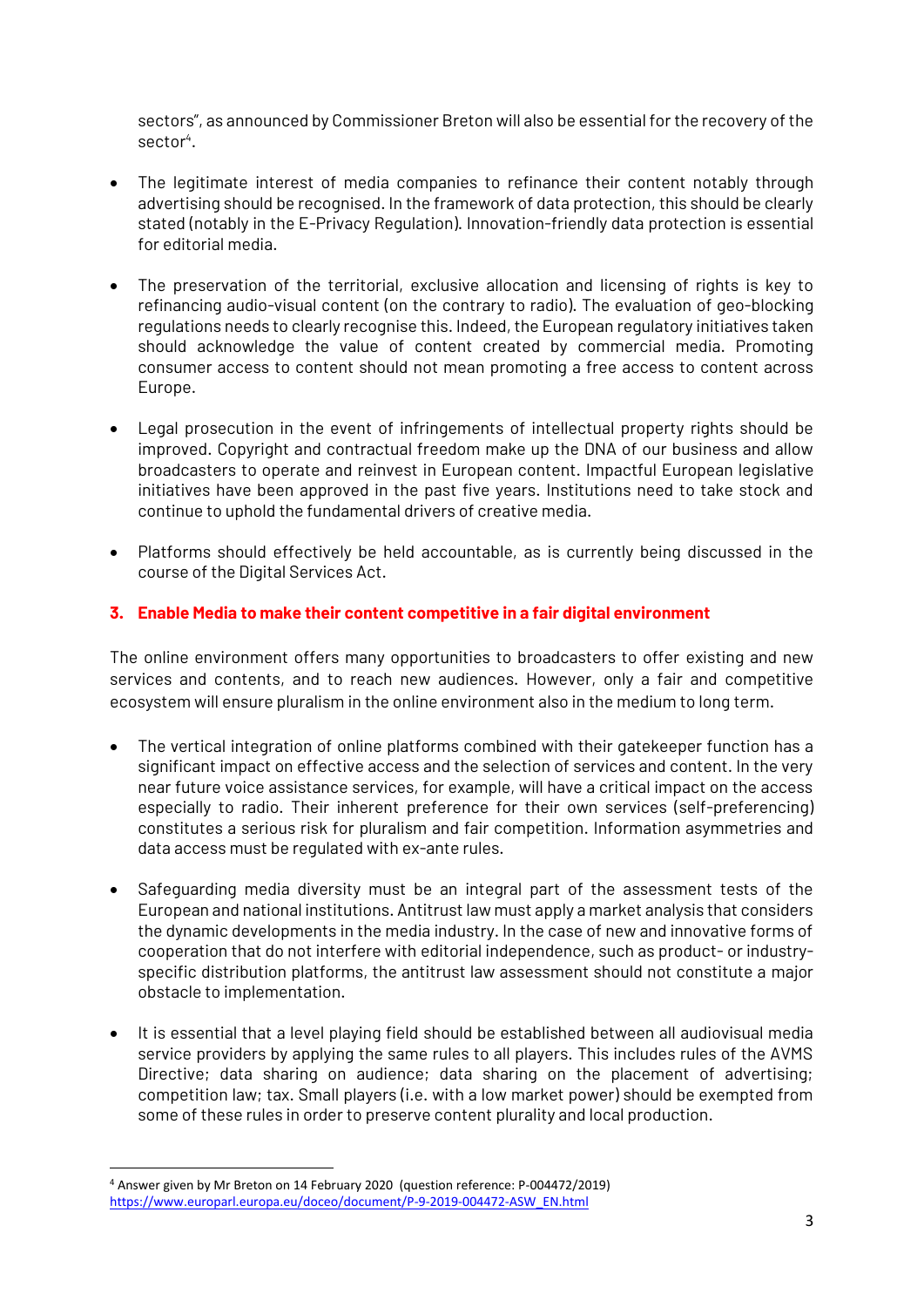sectors", as announced by Commissioner Breton will also be essential for the recovery of the sector[4].

- The legitimate interest of media companies to refinance their content notably through advertising should be recognised. In the framework of data protection, this should be clearly stated (notably in the E-Privacy Regulation). Innovation-friendly data protection is essential for editorial media.

- The preservation of the territorial, exclusive allocation and licensing of rights is key to refinancing audio-visual content (on the contrary to radio). The evaluation of geo-blocking regulations needs to clearly recognise this. Indeed, the European regulatory initiatives taken should acknowledge the value of content created by commercial media. Promoting consumer access to content should not mean promoting a free access to content across Europe.

- Legal prosecution in the event of infringements of intellectual property rights should be improved. Copyright and contractual freedom make up the DNA of our business and allow broadcasters to operate and reinvest in European content. Impactful European legislative initiatives have been approved in the past five years. Institutions need to take stock and continue to uphold the fundamental drivers of creative media.

- Platforms should effectively be held accountable, as is currently being discussed in the course of the Digital Services Act.

## 3. Enable Media to make their content competitive in a fair digital environment

The online environment offers many opportunities to broadcasters to offer existing and new services and contents, and to reach new audiences. However, only a fair and competitive ecosystem will ensure pluralism in the online environment also in the medium to long term.

- The vertical integration of online platforms combined with their gatekeeper function has a significant impact on effective access and the selection of services and content. In the very near future voice assistance services, for example, will have a critical impact on the access especially to radio. Their inherent preference for their own services (self-preferencing) constitutes a serious risk for pluralism and fair competition. Information asymmetries and data access must be regulated with ex-ante rules.

- Safeguarding media diversity must be an integral part of the assessment tests of the European and national institutions. Antitrust law must apply a market analysis that considers the dynamic developments in the media industry. In the case of new and innovative forms of cooperation that do not interfere with editorial independence, such as product- or industry-specific distribution platforms, the antitrust law assessment should not constitute a major obstacle to implementation.

- It is essential that a level playing field should be established between all audiovisual media service providers by applying the same rules to all players. This includes rules of the AVMS Directive; data sharing on audience; data sharing on the placement of advertising; competition law; tax. Small players (i.e. with a low market power) should be exempted from some of these rules in order to preserve content plurality and local production.

---

[4] Answer given by Mr Breton on 14 February 2020 (question reference: P-004472/2019) https://www.europarl.europa.eu/doceo/document/P-9-2019-004472-ASW_EN.html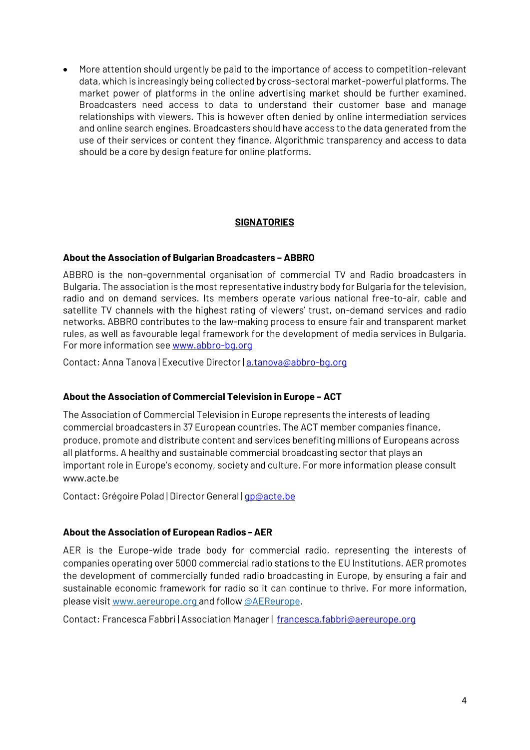- More attention should urgently be paid to the importance of access to competition-relevant data, which is increasingly being collected by cross-sectoral market-powerful platforms. The market power of platforms in the online advertising market should be further examined. Broadcasters need access to data to understand their customer base and manage relationships with viewers. This is however often denied by online intermediation services and online search engines. Broadcasters should have access to the data generated from the use of their services or content they finance. Algorithmic transparency and access to data should be a core by design feature for online platforms.

## SIGNATORIES

### About the Association of Bulgarian Broadcasters – ABBRO

ABBRO is the non-governmental organisation of commercial TV and Radio broadcasters in Bulgaria. The association is the most representative industry body for Bulgaria for the television, radio and on demand services. Its members operate various national free-to-air, cable and satellite TV channels with the highest rating of viewers' trust, on-demand services and radio networks. ABBRO contributes to the law-making process to ensure fair and transparent market rules, as well as favourable legal framework for the development of media services in Bulgaria. For more information see www.abbro-bg.org

Contact: Anna Tanova | Executive Director | a.tanova@abbro-bg.org

### About the Association of Commercial Television in Europe – ACT

The Association of Commercial Television in Europe represents the interests of leading commercial broadcasters in 37 European countries. The ACT member companies finance, produce, promote and distribute content and services benefiting millions of Europeans across all platforms. A healthy and sustainable commercial broadcasting sector that plays an important role in Europe's economy, society and culture. For more information please consult www.acte.be

Contact: Grégoire Polad | Director General | gp@acte.be

### About the Association of European Radios - AER

AER is the Europe-wide trade body for commercial radio, representing the interests of companies operating over 5000 commercial radio stations to the EU Institutions. AER promotes the development of commercially funded radio broadcasting in Europe, by ensuring a fair and sustainable economic framework for radio so it can continue to thrive. For more information, please visit www.aereurope.org and follow @AEReurope.

Contact: Francesca Fabbri | Association Manager | francesca.fabbri@aereurope.org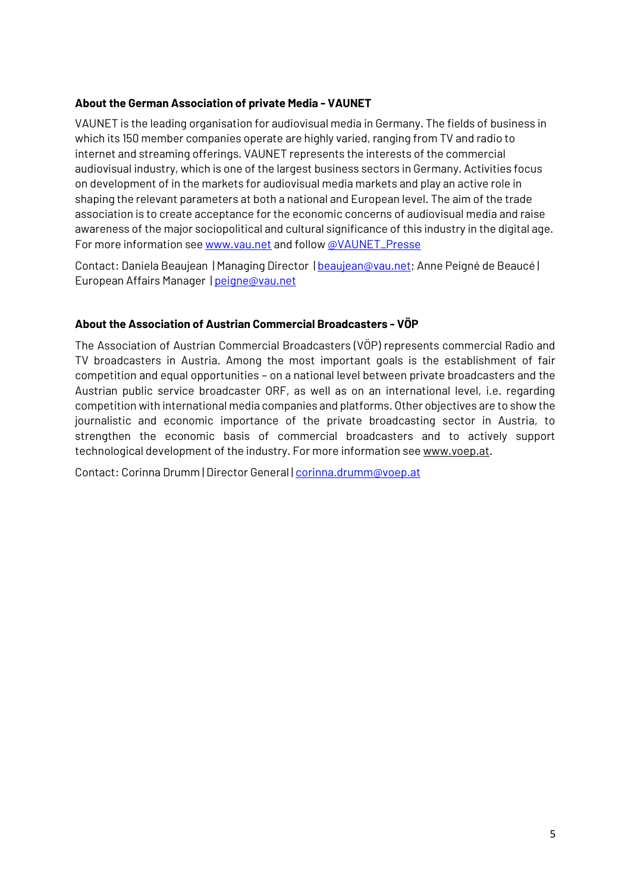**About the German Association of private Media - VAUNET**

VAUNET is the leading organisation for audiovisual media in Germany. The fields of business in which its 150 member companies operate are highly varied, ranging from TV and radio to internet and streaming offerings. VAUNET represents the interests of the commercial audiovisual industry, which is one of the largest business sectors in Germany. Activities focus on development of in the markets for audiovisual media markets and play an active role in shaping the relevant parameters at both a national and European level. The aim of the trade association is to create acceptance for the economic concerns of audiovisual media and raise awareness of the major sociopolitical and cultural significance of this industry in the digital age. For more information see www.vau.net and follow @VAUNET_Presse

Contact: Daniela Beaujean | Managing Director | beaujean@vau.net; Anne Peigné de Beaucé | European Affairs Manager | peigne@vau.net

**About the Association of Austrian Commercial Broadcasters - VÖP**

The Association of Austrian Commercial Broadcasters (VÖP) represents commercial Radio and TV broadcasters in Austria. Among the most important goals is the establishment of fair competition and equal opportunities – on a national level between private broadcasters and the Austrian public service broadcaster ORF, as well as on an international level, i.e. regarding competition with international media companies and platforms. Other objectives are to show the journalistic and economic importance of the private broadcasting sector in Austria, to strengthen the economic basis of commercial broadcasters and to actively support technological development of the industry. For more information see www.voep.at.

Contact: Corinna Drumm | Director General | corinna.drumm@voep.at